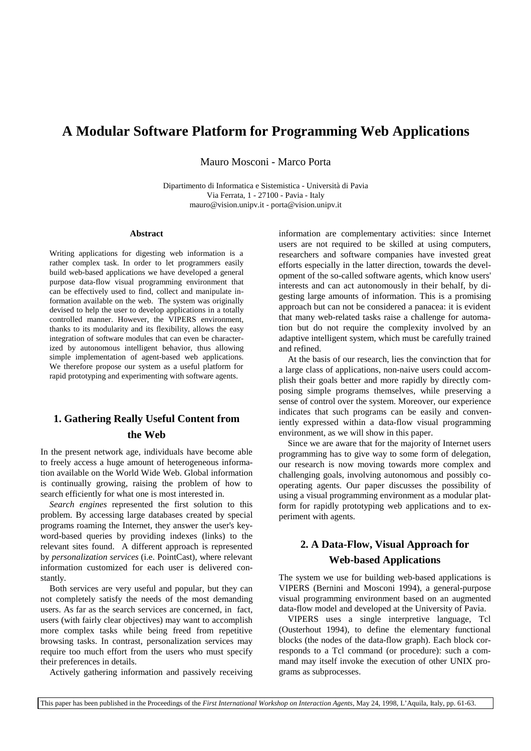# A Modular Software Platform for Programming Web Applications

Mauro Mosconi - Marco Porta

Dipartimento di Informatica e Sistemistica - Università di Pavia
Via Ferrata, 1 - 27100 - Pavia - Italy
mauro@vision.unipv.it - porta@vision.unipv.it

### Abstract

Writing applications for digesting web information is a rather complex task. In order to let programmers easily build web-based applications we have developed a general purpose data-flow visual programming environment that can be effectively used to find, collect and manipulate information available on the web. The system was originally devised to help the user to develop applications in a totally controlled manner. However, the VIPERS environment, thanks to its modularity and its flexibility, allows the easy integration of software modules that can even be characterized by autonomous intelligent behavior, thus allowing simple implementation of agent-based web applications. We therefore propose our system as a useful platform for rapid prototyping and experimenting with software agents.

## 1. Gathering Really Useful Content from the Web

In the present network age, individuals have become able to freely access a huge amount of heterogeneous information available on the World Wide Web. Global information is continually growing, raising the problem of how to search efficiently for what one is most interested in.

*Search engines* represented the first solution to this problem. By accessing large databases created by special programs roaming the Internet, they answer the user's keyword-based queries by providing indexes (links) to the relevant sites found. A different approach is represented by *personalization services* (i.e. PointCast), where relevant information customized for each user is delivered constantly.

Both services are very useful and popular, but they can not completely satisfy the needs of the most demanding users. As far as the search services are concerned, in fact, users (with fairly clear objectives) may want to accomplish more complex tasks while being freed from repetitive browsing tasks. In contrast, personalization services may require too much effort from the users who must specify their preferences in details.

Actively gathering information and passively receiving information are complementary activities: since Internet users are not required to be skilled at using computers, researchers and software companies have invested great efforts especially in the latter direction, towards the development of the so-called software agents, which know users' interests and can act autonomously in their behalf, by digesting large amounts of information. This is a promising approach but can not be considered a panacea: it is evident that many web-related tasks raise a challenge for automation but do not require the complexity involved by an adaptive intelligent system, which must be carefully trained and refined.

At the basis of our research, lies the convinction that for a large class of applications, non-naive users could accomplish their goals better and more rapidly by directly composing simple programs themselves, while preserving a sense of control over the system. Moreover, our experience indicates that such programs can be easily and conveniently expressed within a data-flow visual programming environment, as we will show in this paper.

Since we are aware that for the majority of Internet users programming has to give way to some form of delegation, our research is now moving towards more complex and challenging goals, involving autonomous and possibly cooperating agents. Our paper discusses the possibility of using a visual programming environment as a modular platform for rapidly prototyping web applications and to experiment with agents.

## 2. A Data-Flow, Visual Approach for Web-based Applications

The system we use for building web-based applications is VIPERS (Bernini and Mosconi 1994), a general-purpose visual programming environment based on an augmented data-flow model and developed at the University of Pavia.

VIPERS uses a single interpretive language, Tcl (Ousterhout 1994), to define the elementary functional blocks (the nodes of the data-flow graph). Each block corresponds to a Tcl command (or procedure): such a command may itself invoke the execution of other UNIX programs as subprocesses.

This paper has been published in the Proceedings of the *First International Workshop on Interaction Agents*, May 24, 1998, L'Aquila, Italy, pp. 61-63.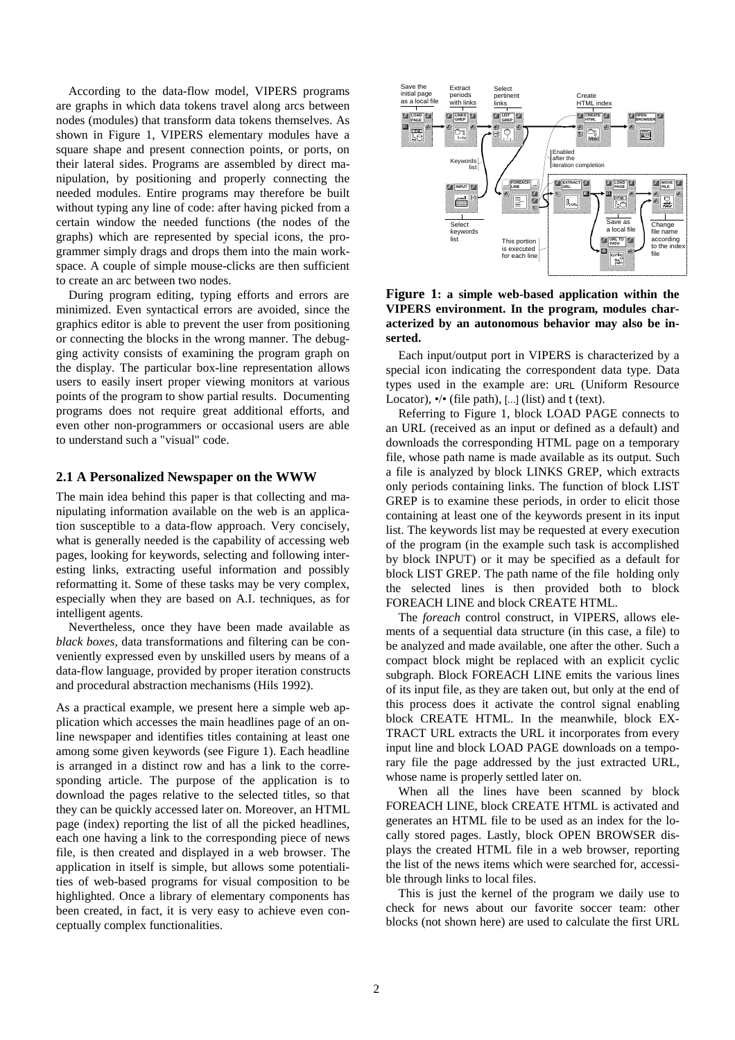According to the data-flow model, VIPERS programs are graphs in which data tokens travel along arcs between nodes (modules) that transform data tokens themselves. As shown in Figure 1, VIPERS elementary modules have a square shape and present connection points, or ports, on their lateral sides. Programs are assembled by direct manipulation, by positioning and properly connecting the needed modules. Entire programs may therefore be built without typing any line of code: after having picked from a certain window the needed functions (the nodes of the graphs) which are represented by special icons, the programmer simply drags and drops them into the main workspace. A couple of simple mouse-clicks are then sufficient to create an arc between two nodes.

During program editing, typing efforts and errors are minimized. Even syntactical errors are avoided, since the graphics editor is able to prevent the user from positioning or connecting the blocks in the wrong manner. The debugging activity consists of examining the program graph on the display. The particular box-line representation allows users to easily insert proper viewing monitors at various points of the program to show partial results. Documenting programs does not require great additional efforts, and even other non-programmers or occasional users are able to understand such a "visual" code.

## 2.1 A Personalized Newspaper on the WWW

The main idea behind this paper is that collecting and manipulating information available on the web is an application susceptible to a data-flow approach. Very concisely, what is generally needed is the capability of accessing web pages, looking for keywords, selecting and following interesting links, extracting useful information and possibly reformatting it. Some of these tasks may be very complex, especially when they are based on A.I. techniques, as for intelligent agents.

Nevertheless, once they have been made available as *black boxes*, data transformations and filtering can be conveniently expressed even by unskilled users by means of a data-flow language, provided by proper iteration constructs and procedural abstraction mechanisms (Hils 1992).

As a practical example, we present here a simple web application which accesses the main headlines page of an online newspaper and identifies titles containing at least one among some given keywords (see Figure 1). Each headline is arranged in a distinct row and has a link to the corresponding article. The purpose of the application is to download the pages relative to the selected titles, so that they can be quickly accessed later on. Moreover, an HTML page (index) reporting the list of all the picked headlines, each one having a link to the corresponding piece of news file, is then created and displayed in a web browser. The application in itself is simple, but allows some potentialities of web-based programs for visual composition to be highlighted. Once a library of elementary components has been created, in fact, it is very easy to achieve even conceptually complex functionalities.

**Figure 1: a simple web-based application within the VIPERS environment. In the program, modules characterized by an autonomous behavior may also be inserted.**

Each input/output port in VIPERS is characterized by a special icon indicating the correspondent data type. Data types used in the example are: URL (Uniform Resource Locator), •/• (file path), [...] (list) and t (text).

Referring to Figure 1, block LOAD PAGE connects to an URL (received as an input or defined as a default) and downloads the corresponding HTML page on a temporary file, whose path name is made available as its output. Such a file is analyzed by block LINKS GREP, which extracts only periods containing links. The function of block LIST GREP is to examine these periods, in order to elicit those containing at least one of the keywords present in its input list. The keywords list may be requested at every execution of the program (in the example such task is accomplished by block INPUT) or it may be specified as a default for block LIST GREP. The path name of the file holding only the selected lines is then provided both to block FOREACH LINE and block CREATE HTML.

The *foreach* control construct, in VIPERS, allows elements of a sequential data structure (in this case, a file) to be analyzed and made available, one after the other. Such a compact block might be replaced with an explicit cyclic subgraph. Block FOREACH LINE emits the various lines of its input file, as they are taken out, but only at the end of this process does it activate the control signal enabling block CREATE HTML. In the meanwhile, block EXTRACT URL extracts the URL it incorporates from every input line and block LOAD PAGE downloads on a temporary file the page addressed by the just extracted URL, whose name is properly settled later on.

When all the lines have been scanned by block FOREACH LINE, block CREATE HTML is activated and generates an HTML file to be used as an index for the locally stored pages. Lastly, block OPEN BROWSER displays the created HTML file in a web browser, reporting the list of the news items which were searched for, accessible through links to local files.

This is just the kernel of the program we daily use to check for news about our favorite soccer team: other blocks (not shown here) are used to calculate the first URL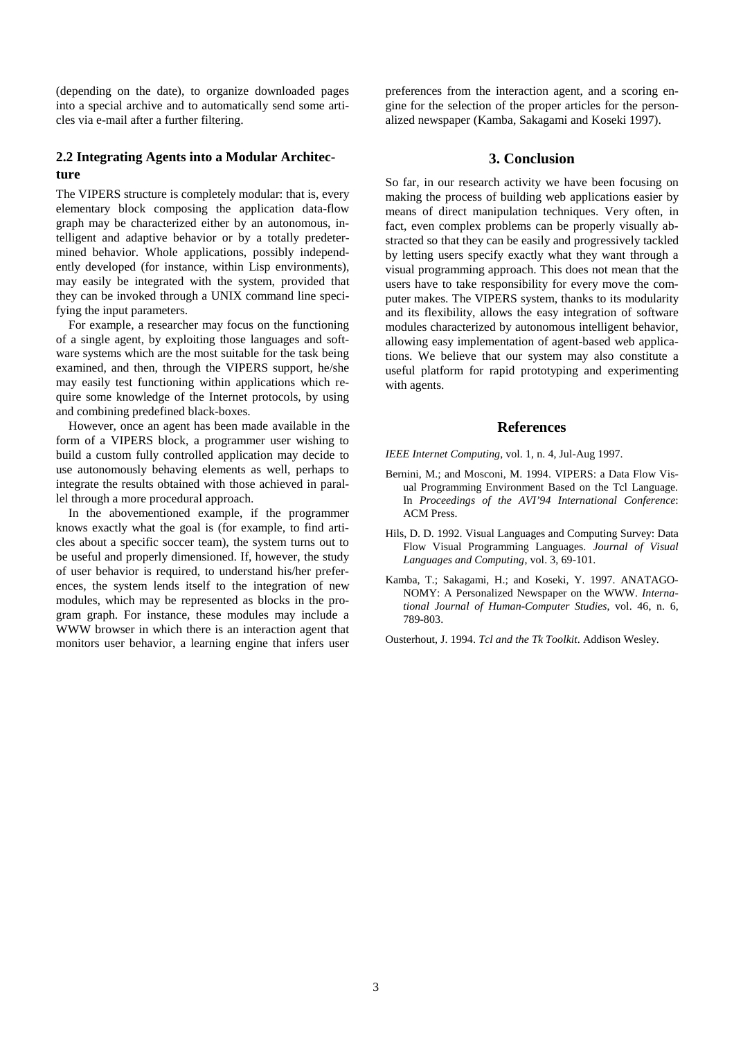(depending on the date), to organize downloaded pages into a special archive and to automatically send some articles via e-mail after a further filtering.

### 2.2 Integrating Agents into a Modular Architecture

The VIPERS structure is completely modular: that is, every elementary block composing the application data-flow graph may be characterized either by an autonomous, intelligent and adaptive behavior or by a totally predetermined behavior. Whole applications, possibly independently developed (for instance, within Lisp environments), may easily be integrated with the system, provided that they can be invoked through a UNIX command line specifying the input parameters.

For example, a researcher may focus on the functioning of a single agent, by exploiting those languages and software systems which are the most suitable for the task being examined, and then, through the VIPERS support, he/she may easily test functioning within applications which require some knowledge of the Internet protocols, by using and combining predefined black-boxes.

However, once an agent has been made available in the form of a VIPERS block, a programmer user wishing to build a custom fully controlled application may decide to use autonomously behaving elements as well, perhaps to integrate the results obtained with those achieved in parallel through a more procedural approach.

In the abovementioned example, if the programmer knows exactly what the goal is (for example, to find articles about a specific soccer team), the system turns out to be useful and properly dimensioned. If, however, the study of user behavior is required, to understand his/her preferences, the system lends itself to the integration of new modules, which may be represented as blocks in the program graph. For instance, these modules may include a WWW browser in which there is an interaction agent that monitors user behavior, a learning engine that infers user preferences from the interaction agent, and a scoring engine for the selection of the proper articles for the personalized newspaper (Kamba, Sakagami and Koseki 1997).

## 3. Conclusion

So far, in our research activity we have been focusing on making the process of building web applications easier by means of direct manipulation techniques. Very often, in fact, even complex problems can be properly visually abstracted so that they can be easily and progressively tackled by letting users specify exactly what they want through a visual programming approach. This does not mean that the users have to take responsibility for every move the computer makes. The VIPERS system, thanks to its modularity and its flexibility, allows the easy integration of software modules characterized by autonomous intelligent behavior, allowing easy implementation of agent-based web applications. We believe that our system may also constitute a useful platform for rapid prototyping and experimenting with agents.

## References

*IEEE Internet Computing*, vol. 1, n. 4, Jul-Aug 1997.

Bernini, M.; and Mosconi, M. 1994. VIPERS: a Data Flow Visual Programming Environment Based on the Tcl Language. In *Proceedings of the AVI'94 International Conference*: ACM Press.

Hils, D. D. 1992. Visual Languages and Computing Survey: Data Flow Visual Programming Languages. *Journal of Visual Languages and Computing*, vol. 3, 69-101.

Kamba, T.; Sakagami, H.; and Koseki, Y. 1997. ANATAGONOMY: A Personalized Newspaper on the WWW. *International Journal of Human-Computer Studies*, vol. 46, n. 6, 789-803.

Ousterhout, J. 1994. *Tcl and the Tk Toolkit*. Addison Wesley.